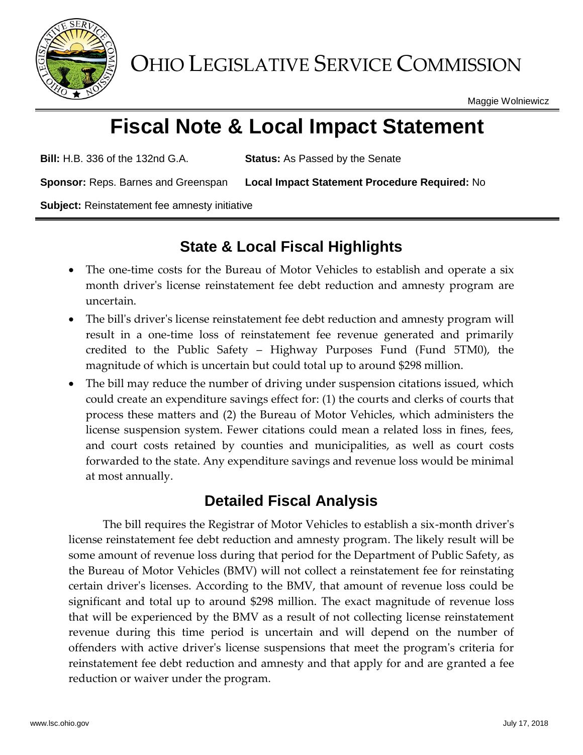# OHIO LEGISLATIVE SERVICE COMMISSION

Maggie Wolniewicz

# Fiscal Note & Local Impact Statement

**Bill:** H.B. 336 of the 132nd G.A. **Status:** As Passed by the Senate

**Sponsor:** Reps. Barnes and Greenspan **Local Impact Statement Procedure Required:** No

**Subject:** Reinstatement fee amnesty initiative

## State & Local Fiscal Highlights

- The one-time costs for the Bureau of Motor Vehicles to establish and operate a six month driver's license reinstatement fee debt reduction and amnesty program are uncertain.
- The bill's driver's license reinstatement fee debt reduction and amnesty program will result in a one-time loss of reinstatement fee revenue generated and primarily credited to the Public Safety – Highway Purposes Fund (Fund 5TM0), the magnitude of which is uncertain but could total up to around $298 million.
- The bill may reduce the number of driving under suspension citations issued, which could create an expenditure savings effect for: (1) the courts and clerks of courts that process these matters and (2) the Bureau of Motor Vehicles, which administers the license suspension system. Fewer citations could mean a related loss in fines, fees, and court costs retained by counties and municipalities, as well as court costs forwarded to the state. Any expenditure savings and revenue loss would be minimal at most annually.

## Detailed Fiscal Analysis

The bill requires the Registrar of Motor Vehicles to establish a six-month driver's license reinstatement fee debt reduction and amnesty program. The likely result will be some amount of revenue loss during that period for the Department of Public Safety, as the Bureau of Motor Vehicles (BMV) will not collect a reinstatement fee for reinstating certain driver's licenses. According to the BMV, that amount of revenue loss could be significant and total up to around $298 million. The exact magnitude of revenue loss that will be experienced by the BMV as a result of not collecting license reinstatement revenue during this time period is uncertain and will depend on the number of offenders with active driver's license suspensions that meet the program's criteria for reinstatement fee debt reduction and amnesty and that apply for and are granted a fee reduction or waiver under the program.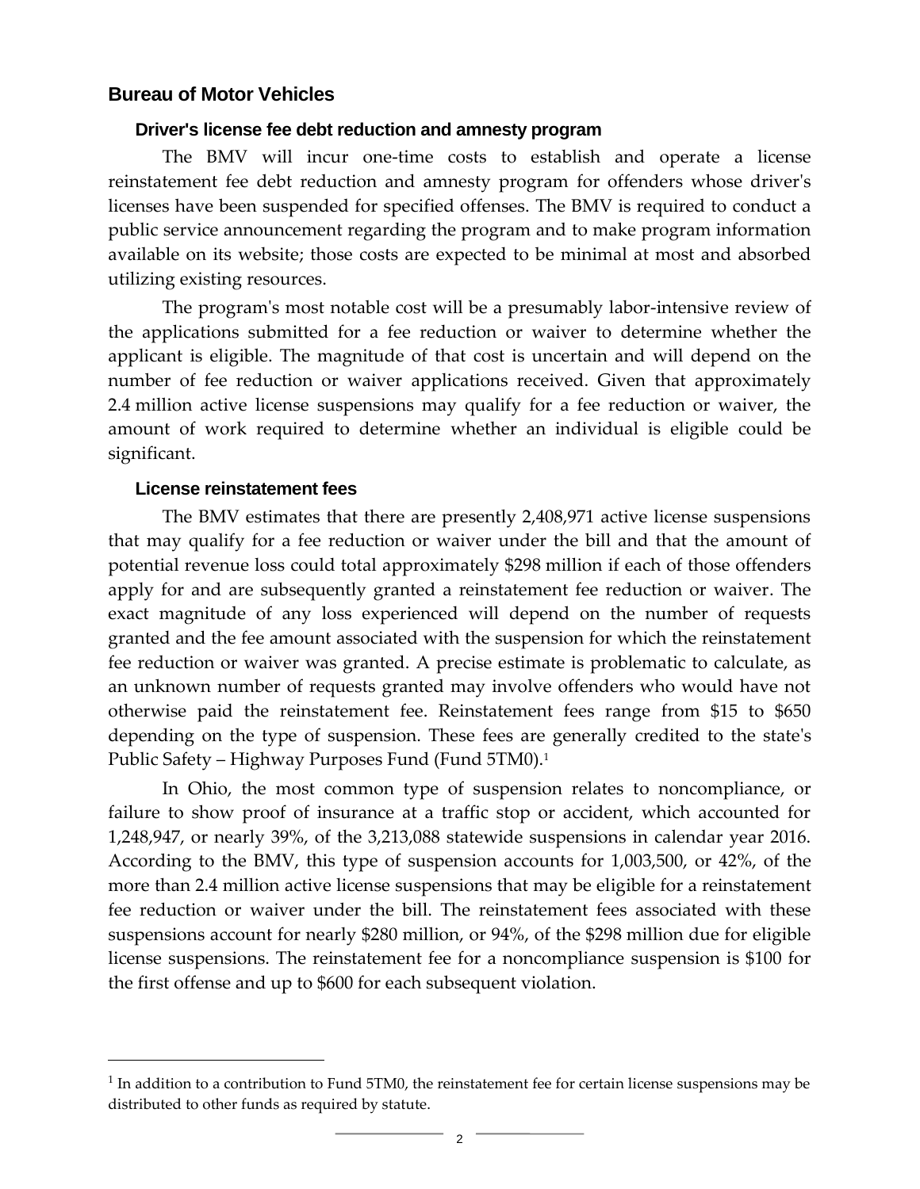## Bureau of Motor Vehicles

### Driver's license fee debt reduction and amnesty program

The BMV will incur one-time costs to establish and operate a license reinstatement fee debt reduction and amnesty program for offenders whose driver's licenses have been suspended for specified offenses. The BMV is required to conduct a public service announcement regarding the program and to make program information available on its website; those costs are expected to be minimal at most and absorbed utilizing existing resources.

The program's most notable cost will be a presumably labor-intensive review of the applications submitted for a fee reduction or waiver to determine whether the applicant is eligible. The magnitude of that cost is uncertain and will depend on the number of fee reduction or waiver applications received. Given that approximately 2.4 million active license suspensions may qualify for a fee reduction or waiver, the amount of work required to determine whether an individual is eligible could be significant.

### License reinstatement fees

The BMV estimates that there are presently 2,408,971 active license suspensions that may qualify for a fee reduction or waiver under the bill and that the amount of potential revenue loss could total approximately $298 million if each of those offenders apply for and are subsequently granted a reinstatement fee reduction or waiver. The exact magnitude of any loss experienced will depend on the number of requests granted and the fee amount associated with the suspension for which the reinstatement fee reduction or waiver was granted. A precise estimate is problematic to calculate, as an unknown number of requests granted may involve offenders who would have not otherwise paid the reinstatement fee. Reinstatement fees range from $15 to $650 depending on the type of suspension. These fees are generally credited to the state's Public Safety – Highway Purposes Fund (Fund 5TM0).[1]

In Ohio, the most common type of suspension relates to noncompliance, or failure to show proof of insurance at a traffic stop or accident, which accounted for 1,248,947, or nearly 39%, of the 3,213,088 statewide suspensions in calendar year 2016. According to the BMV, this type of suspension accounts for 1,003,500, or 42%, of the more than 2.4 million active license suspensions that may be eligible for a reinstatement fee reduction or waiver under the bill. The reinstatement fees associated with these suspensions account for nearly $280 million, or 94%, of the $298 million due for eligible license suspensions. The reinstatement fee for a noncompliance suspension is $100 for the first offense and up to $600 for each subsequent violation.

---

[1] In addition to a contribution to Fund 5TM0, the reinstatement fee for certain license suspensions may be distributed to other funds as required by statute.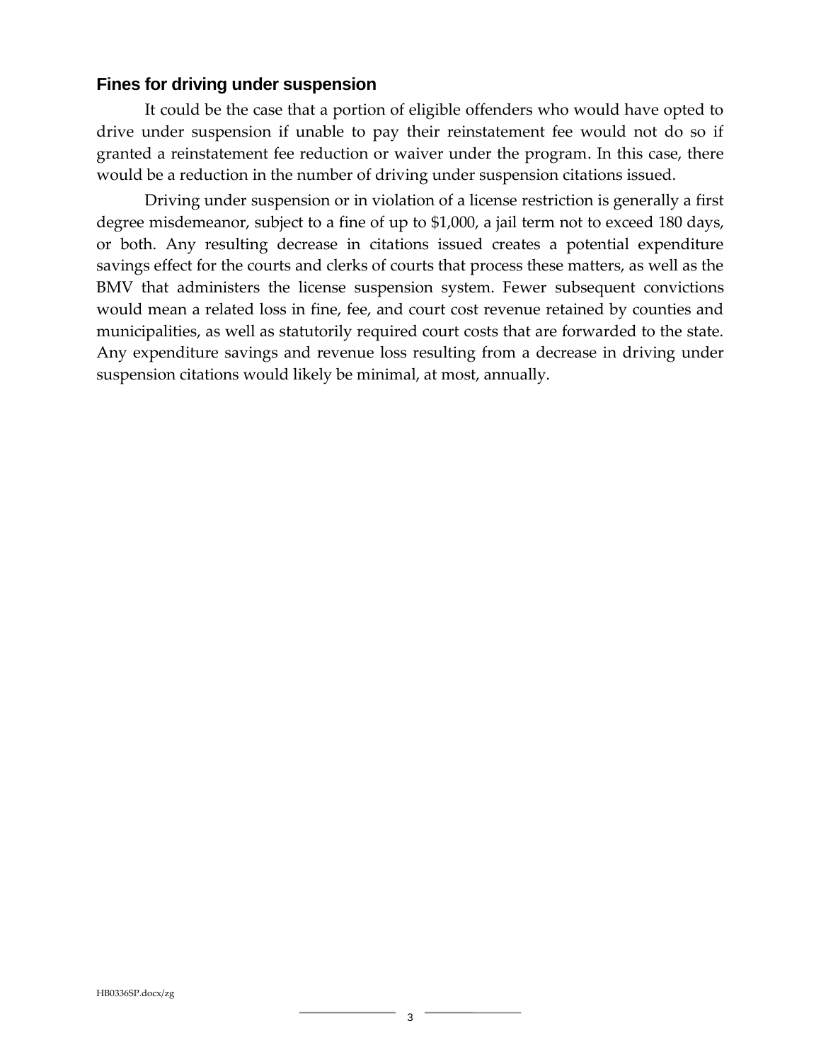### Fines for driving under suspension

It could be the case that a portion of eligible offenders who would have opted to drive under suspension if unable to pay their reinstatement fee would not do so if granted a reinstatement fee reduction or waiver under the program. In this case, there would be a reduction in the number of driving under suspension citations issued.

Driving under suspension or in violation of a license restriction is generally a first degree misdemeanor, subject to a fine of up to $1,000, a jail term not to exceed 180 days, or both. Any resulting decrease in citations issued creates a potential expenditure savings effect for the courts and clerks of courts that process these matters, as well as the BMV that administers the license suspension system. Fewer subsequent convictions would mean a related loss in fine, fee, and court cost revenue retained by counties and municipalities, as well as statutorily required court costs that are forwarded to the state. Any expenditure savings and revenue loss resulting from a decrease in driving under suspension citations would likely be minimal, at most, annually.

HB0336SP.docx/zg